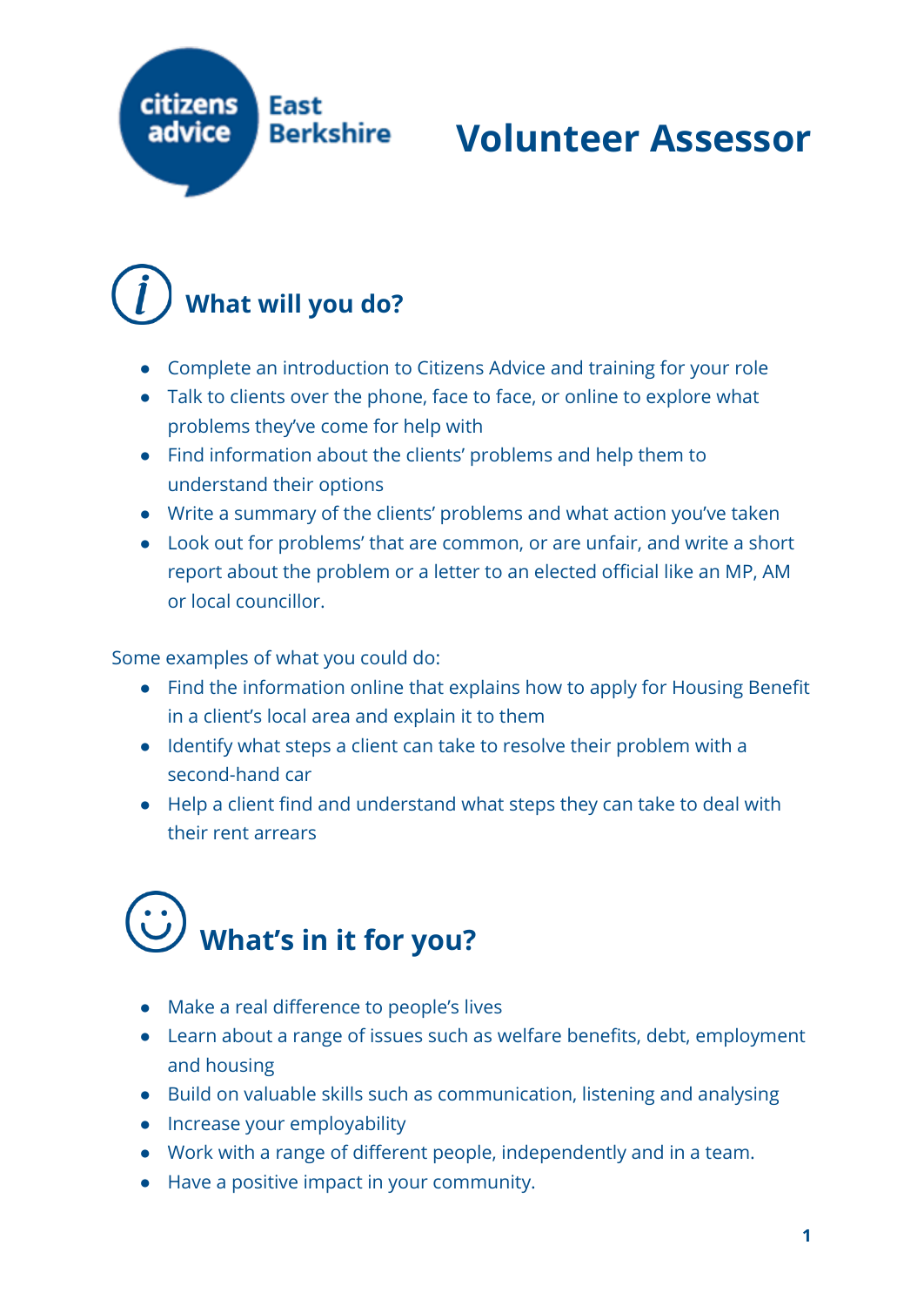citizens advice East Berkshire

# Volunteer Assessor

## What will you do?

- Complete an introduction to Citizens Advice and training for your role
- Talk to clients over the phone, face to face, or online to explore what problems they've come for help with
- Find information about the clients' problems and help them to understand their options
- Write a summary of the clients' problems and what action you've taken
- Look out for problems' that are common, or are unfair, and write a short report about the problem or a letter to an elected official like an MP, AM or local councillor.

Some examples of what you could do:

- Find the information online that explains how to apply for Housing Benefit in a client's local area and explain it to them
- Identify what steps a client can take to resolve their problem with a second-hand car
- Help a client find and understand what steps they can take to deal with their rent arrears

## What's in it for you?

- Make a real difference to people's lives
- Learn about a range of issues such as welfare benefits, debt, employment and housing
- Build on valuable skills such as communication, listening and analysing
- Increase your employability
- Work with a range of different people, independently and in a team.
- Have a positive impact in your community.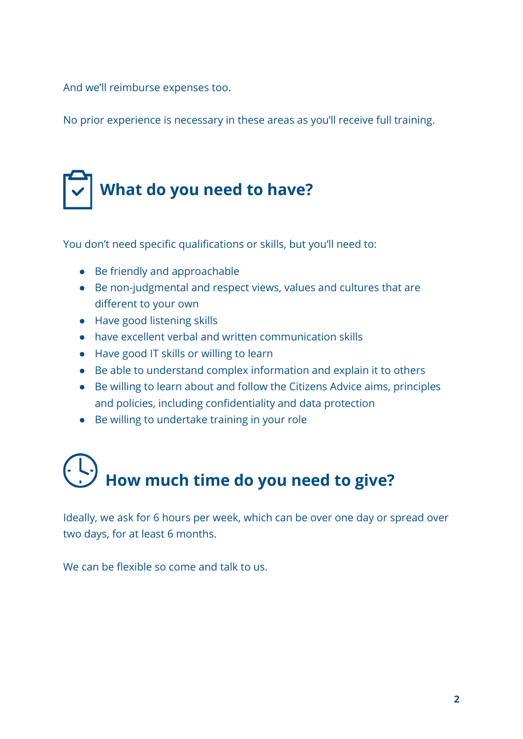And we'll reimburse expenses too.

No prior experience is necessary in these areas as you'll receive full training.

## What do you need to have?

You don't need specific qualifications or skills, but you'll need to:

- Be friendly and approachable
- Be non-judgmental and respect views, values and cultures that are different to your own
- Have good listening skills
- have excellent verbal and written communication skills
- Have good IT skills or willing to learn
- Be able to understand complex information and explain it to others
- Be willing to learn about and follow the Citizens Advice aims, principles and policies, including confidentiality and data protection
- Be willing to undertake training in your role

## How much time do you need to give?

Ideally, we ask for 6 hours per week, which can be over one day or spread over two days, for at least 6 months.

We can be flexible so come and talk to us.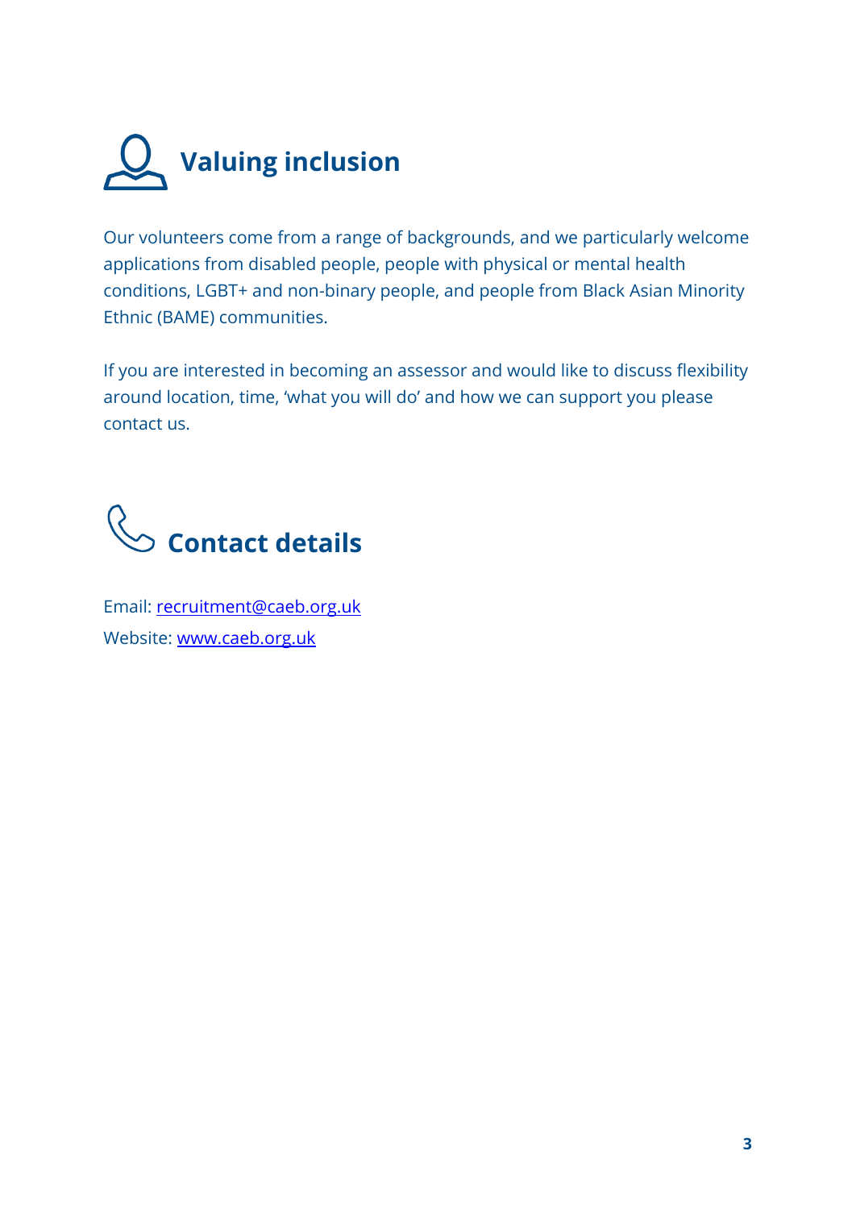## Valuing inclusion

Our volunteers come from a range of backgrounds, and we particularly welcome applications from disabled people, people with physical or mental health conditions, LGBT+ and non-binary people, and people from Black Asian Minority Ethnic (BAME) communities.

If you are interested in becoming an assessor and would like to discuss flexibility around location, time, 'what you will do' and how we can support you please contact us.

## Contact details

Email: [recruitment@caeb.org.uk](mailto:recruitment@caeb.org.uk)
Website: [www.caeb.org.uk](http://www.caeb.org.uk)